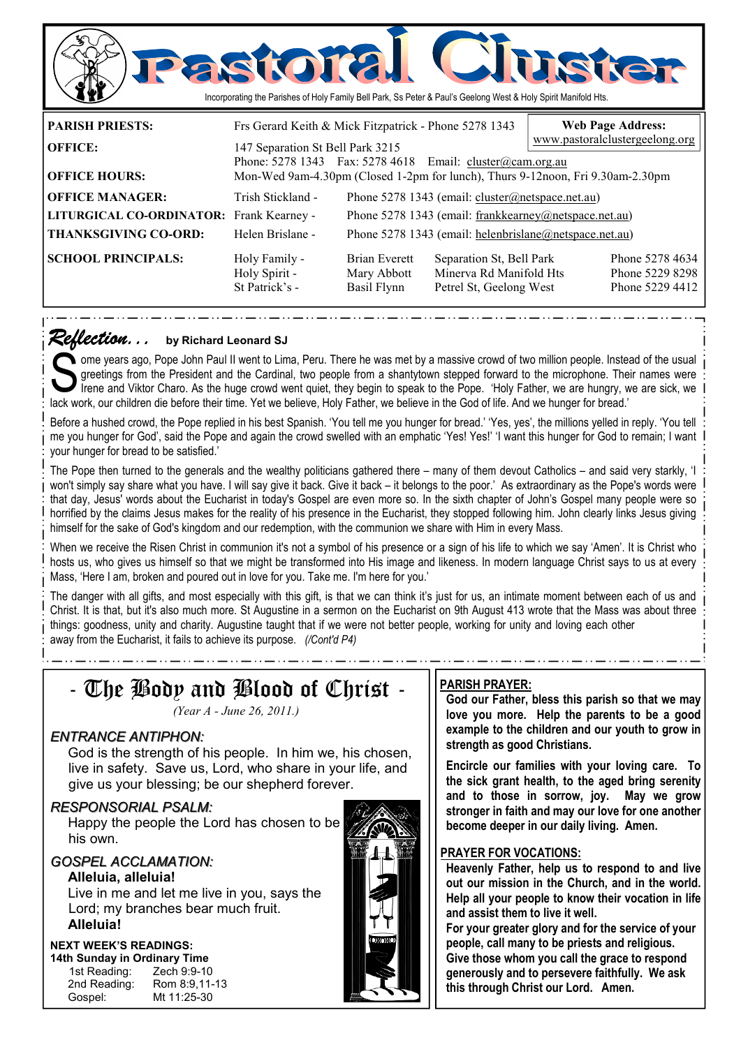# Pastoral Cluster

Incorporating the Parishes of Holy Family Bell Park, Ss Peter & Paul's Geelong West & Holy Spirit Manifold Hts.

| | | | | |
|---|---|---|---|---|
| **PARISH PRIESTS:** | Frs Gerard Keith & Mick Fitzpatrick - Phone 5278 1343 | | **Web Page Address:** www.pastoralclustergeelong.org | |
| **OFFICE:** | 147 Separation St Bell Park 3215 Phone: 5278 1343 Fax: 5278 4618 Email: cluster@cam.org.au | | | |
| **OFFICE HOURS:** | Mon-Wed 9am-4.30pm (Closed 1-2pm for lunch), Thurs 9-12noon, Fri 9.30am-2.30pm | | | |
| **OFFICE MANAGER:** | Trish Stickland - | Phone 5278 1343 (email: cluster@netspace.net.au) | | |
| **LITURGICAL CO-ORDINATOR:** | Frank Kearney - | Phone 5278 1343 (email: frankkearney@netspace.net.au) | | |
| **THANKSGIVING CO-ORD:** | Helen Brislane - | Phone 5278 1343 (email: helenbrislane@netspace.net.au) | | |
| **SCHOOL PRINCIPALS:** | Holy Family - | Brian Everett | Separation St, Bell Park | Phone 5278 4634 |
| | Holy Spirit - | Mary Abbott | Minerva Rd Manifold Hts | Phone 5229 8298 |
| | St Patrick's - | Basil Flynn | Petrel St, Geelong West | Phone 5229 4412 |

## *Reflection...* by Richard Leonard SJ

Some years ago, Pope John Paul II went to Lima, Peru. There he was met by a massive crowd of two million people. Instead of the usual greetings from the President and the Cardinal, two people from a shantytown stepped forward to the microphone. Their names were Irene and Viktor Charo. As the huge crowd went quiet, they begin to speak to the Pope. 'Holy Father, we are hungry, we are sick, we lack work, our children die before their time. Yet we believe, Holy Father, we believe in the God of life. And we hunger for bread.'

Before a hushed crowd, the Pope replied in his best Spanish. 'You tell me you hunger for bread.' 'Yes, yes', the millions yelled in reply. 'You tell me you hunger for God', said the Pope and again the crowd swelled with an emphatic 'Yes! Yes!' 'I want this hunger for God to remain; I want your hunger for bread to be satisfied.'

The Pope then turned to the generals and the wealthy politicians gathered there – many of them devout Catholics – and said very starkly, 'I won't simply say share what you have. I will say give it back. Give it back – it belongs to the poor.' As extraordinary as the Pope's words were that day, Jesus' words about the Eucharist in today's Gospel are even more so. In the sixth chapter of John's Gospel many people were so horrified by the claims Jesus makes for the reality of his presence in the Eucharist, they stopped following him. John clearly links Jesus giving himself for the sake of God's kingdom and our redemption, with the communion we share with Him in every Mass.

When we receive the Risen Christ in communion it's not a symbol of his presence or a sign of his life to which we say 'Amen'. It is Christ who hosts us, who gives us himself so that we might be transformed into His image and likeness. In modern language Christ says to us at every Mass, 'Here I am, broken and poured out in love for you. Take me. I'm here for you.'

The danger with all gifts, and most especially with this gift, is that we can think it's just for us, an intimate moment between each of us and Christ. It is that, but it's also much more. St Augustine in a sermon on the Eucharist on 9th August 413 wrote that the Mass was about three things: goodness, unity and charity. Augustine taught that if we were not better people, working for unity and loving each other away from the Eucharist, it fails to achieve its purpose. *(/Cont'd P4)*

## - The Body and Blood of Christ -

*(Year A - June 26, 2011.)*

### *ENTRANCE ANTIPHON:*

God is the strength of his people. In him we, his chosen, live in safety. Save us, Lord, who share in your life, and give us your blessing; be our shepherd forever.

### *RESPONSORIAL PSALM:*

Happy the people the Lord has chosen to be his own.

### *GOSPEL ACCLAMATION:*

**Alleluia, alleluia!**
Live in me and let me live in you, says the Lord; my branches bear much fruit.
**Alleluia!**

**NEXT WEEK'S READINGS:**
**14th Sunday in Ordinary Time**

| | |
|---|---|
| 1st Reading: | Zech 9:9-10 |
| 2nd Reading: | Rom 8:9,11-13 |
| Gospel: | Mt 11:25-30 |

### PARISH PRAYER:

**God our Father, bless this parish so that we may love you more. Help the parents to be a good example to the children and our youth to grow in strength as good Christians.**

**Encircle our families with your loving care. To the sick grant health, to the aged bring serenity and to those in sorrow, joy. May we grow stronger in faith and may our love for one another become deeper in our daily living. Amen.**

### PRAYER FOR VOCATIONS:

**Heavenly Father, help us to respond to and live out our mission in the Church, and in the world. Help all young people to know their vocation in life and assist them to live it well.**
**For your greater glory and for the service of your people, call many to be priests and religious. Give those whom you call the grace to respond generously and to persevere faithfully. We ask this through Christ our Lord. Amen.**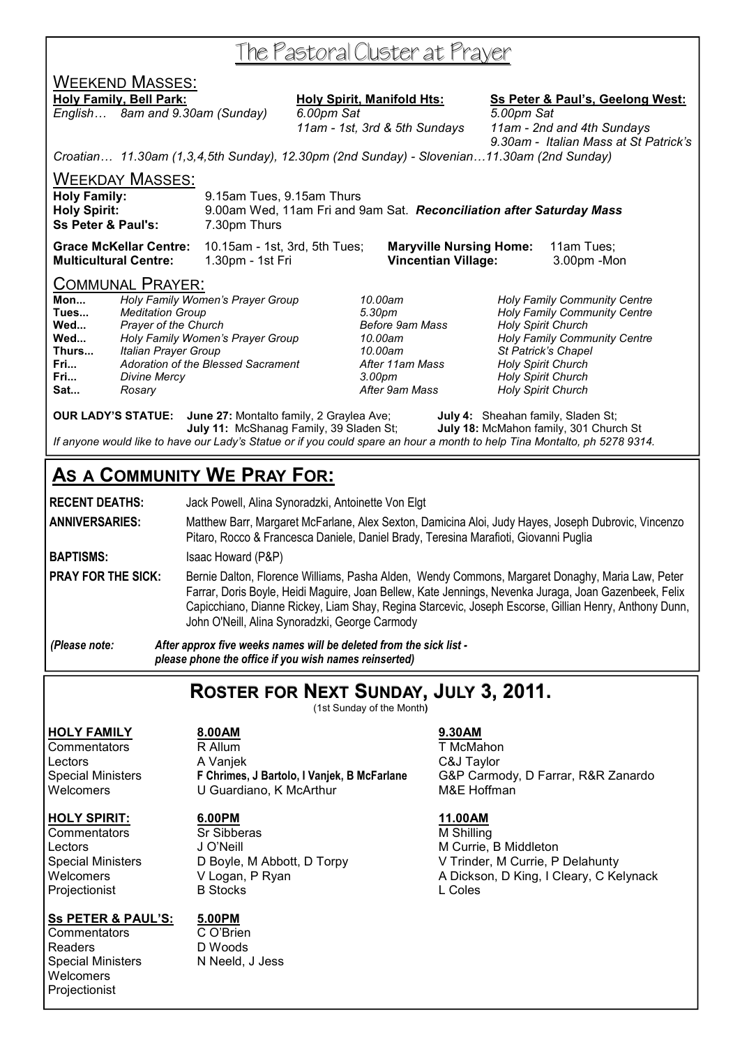# The Pastoral Cluster at Prayer

## WEEKEND MASSES:

| **Holy Family, Bell Park:** | **Holy Spirit, Manifold Hts:** | **Ss Peter & Paul's, Geelong West:** |
|---|---|---|
| *English… 8am and 9.30am (Sunday)* | *6.00pm Sat* | *5.00pm Sat* |
| | *11am - 1st, 3rd & 5th Sundays* | *11am - 2nd and 4th Sundays* |
| | | *9.30am - Italian Mass at St Patrick's* |

*Croatian… 11.30am (1,3,4,5th Sunday), 12.30pm (2nd Sunday) - Slovenian…11.30am (2nd Sunday)*

## WEEKDAY MASSES:

**Holy Family:** 9.15am Tues, 9.15am Thurs
**Holy Spirit:** 9.00am Wed, 11am Fri and 9am Sat. ***Reconciliation after Saturday Mass***
**Ss Peter & Paul's:** 7.30pm Thurs

**Grace McKellar Centre:** 10.15am - 1st, 3rd, 5th Tues; **Maryville Nursing Home:** 11am Tues;
**Multicultural Centre:** 1.30pm - 1st Fri **Vincentian Village:** 3.00pm -Mon

## COMMUNAL PRAYER:

| | | | |
|---|---|---|---|
| **Mon...** | *Holy Family Women's Prayer Group* | *10.00am* | *Holy Family Community Centre* |
| **Tues...** | *Meditation Group* | *5.30pm* | *Holy Family Community Centre* |
| **Wed...** | *Prayer of the Church* | *Before 9am Mass* | *Holy Spirit Church* |
| **Wed...** | *Holy Family Women's Prayer Group* | *10.00am* | *Holy Family Community Centre* |
| **Thurs...** | *Italian Prayer Group* | *10.00am* | *St Patrick's Chapel* |
| **Fri...** | *Adoration of the Blessed Sacrament* | *After 11am Mass* | *Holy Spirit Church* |
| **Fri...** | *Divine Mercy* | *3.00pm* | *Holy Spirit Church* |
| **Sat...** | *Rosary* | *After 9am Mass* | *Holy Spirit Church* |

**OUR LADY'S STATUE:** **June 27:** Montalto family, 2 Graylea Ave; **July 4:** Sheahan family, Sladen St; **July 11:** McShanag Family, 39 Sladen St; **July 18:** McMahon family, 301 Church St

*If anyone would like to have our Lady's Statue or if you could spare an hour a month to help Tina Montalto, ph 5278 9314.*

# AS A COMMUNITY WE PRAY FOR:

**RECENT DEATHS:** Jack Powell, Alina Synoradzki, Antoinette Von Elgt

**ANNIVERSARIES:** Matthew Barr, Margaret McFarlane, Alex Sexton, Damicina Aloi, Judy Hayes, Joseph Dubrovic, Vincenzo Pitaro, Rocco & Francesca Daniele, Daniel Brady, Teresina Marafioti, Giovanni Puglia

**BAPTISMS:** Isaac Howard (P&P)

**PRAY FOR THE SICK:** Bernie Dalton, Florence Williams, Pasha Alden, Wendy Commons, Margaret Donaghy, Maria Law, Peter Farrar, Doris Boyle, Heidi Maguire, Joan Bellew, Kate Jennings, Nevenka Juraga, Joan Gazenbeek, Felix Capicchiano, Dianne Rickey, Liam Shay, Regina Starcevic, Joseph Escorse, Gillian Henry, Anthony Dunn, John O'Neill, Alina Synoradzki, George Carmody

*(Please note:* ***After approx five weeks names will be deleted from the sick list - please phone the office if you wish names reinserted)***

# ROSTER FOR NEXT SUNDAY, JULY 3, 2011.

(1st Sunday of the Month)

| **HOLY FAMILY** | **8.00AM** | **9.30AM** |
|---|---|---|
| Commentators | R Allum | T McMahon |
| Lectors | A Vanjek | C&J Taylor |
| Special Ministers | **F Chrimes, J Bartolo, I Vanjek, B McFarlane** | G&P Carmody, D Farrar, R&R Zanardo |
| Welcomers | U Guardiano, K McArthur | M&E Hoffman |

| **HOLY SPIRIT:** | **6.00PM** | **11.00AM** |
|---|---|---|
| Commentators | Sr Sibberas | M Shilling |
| Lectors | J O'Neill | M Currie, B Middleton |
| Special Ministers | D Boyle, M Abbott, D Torpy | V Trinder, M Currie, P Delahunty |
| Welcomers | V Logan, P Ryan | A Dickson, D King, I Cleary, C Kelynack |
| Projectionist | B Stocks | L Coles |

| **Ss PETER & PAUL'S:** | **5.00PM** |
|---|---|
| Commentators | C O'Brien |
| Readers | D Woods |
| Special Ministers | N Neeld, J Jess |
| Welcomers | |
| Projectionist | |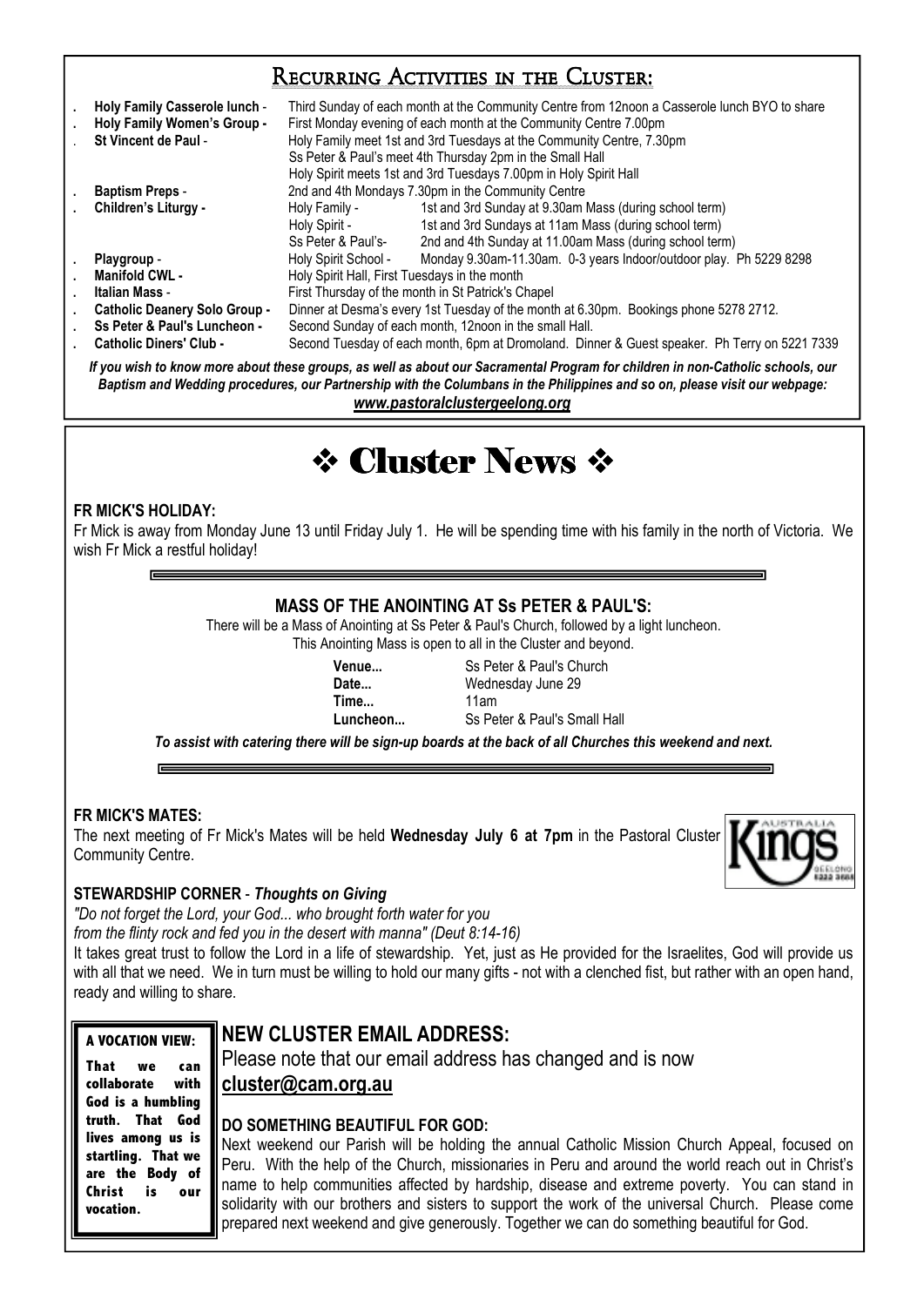## Recurring Activities in the Cluster:

- **Holy Family Casserole lunch** - Third Sunday of each month at the Community Centre from 12noon a Casserole lunch BYO to share
- **Holy Family Women's Group -** First Monday evening of each month at the Community Centre 7.00pm
- **St Vincent de Paul** - Holy Family meet 1st and 3rd Tuesdays at the Community Centre, 7.30pm
  Ss Peter & Paul's meet 4th Thursday 2pm in the Small Hall
  Holy Spirit meets 1st and 3rd Tuesdays 7.00pm in Holy Spirit Hall
- **Baptism Preps** - 2nd and 4th Mondays 7.30pm in the Community Centre
- **Children's Liturgy -** Holy Family - 1st and 3rd Sunday at 9.30am Mass (during school term)
  Holy Spirit - 1st and 3rd Sundays at 11am Mass (during school term)
  Ss Peter & Paul's- 2nd and 4th Sunday at 11.00am Mass (during school term)
- **Playgroup** - Holy Spirit School - Monday 9.30am-11.30am. 0-3 years Indoor/outdoor play. Ph 5229 8298
- **Manifold CWL -** Holy Spirit Hall, First Tuesdays in the month
- **Italian Mass** - First Thursday of the month in St Patrick's Chapel
- **Catholic Deanery Solo Group -** Dinner at Desma's every 1st Tuesday of the month at 6.30pm. Bookings phone 5278 2712.
- **Ss Peter & Paul's Luncheon -** Second Sunday of each month, 12noon in the small Hall.
- **Catholic Diners' Club -** Second Tuesday of each month, 6pm at Dromoland. Dinner & Guest speaker. Ph Terry on 5221 7339

***If you wish to know more about these groups, as well as about our Sacramental Program for children in non-Catholic schools, our Baptism and Wedding procedures, our Partnership with the Columbans in the Philippines and so on, please visit our webpage:***
***www.pastoralclustergeelong.org***

# ❖ Cluster News ❖

**FR MICK'S HOLIDAY:**

Fr Mick is away from Monday June 13 until Friday July 1. He will be spending time with his family in the north of Victoria. We wish Fr Mick a restful holiday!

**MASS OF THE ANOINTING AT Ss PETER & PAUL'S:**

There will be a Mass of Anointing at Ss Peter & Paul's Church, followed by a light luncheon.
This Anointing Mass is open to all in the Cluster and beyond.

**Venue...** Ss Peter & Paul's Church
**Date...** Wednesday June 29
**Time...** 11am
**Luncheon...** Ss Peter & Paul's Small Hall

***To assist with catering there will be sign-up boards at the back of all Churches this weekend and next.***

**FR MICK'S MATES:**

The next meeting of Fr Mick's Mates will be held **Wednesday July 6 at 7pm** in the Pastoral Cluster Community Centre.

**STEWARDSHIP CORNER** - ***Thoughts on Giving***

*"Do not forget the Lord, your God... who brought forth water for you*
*from the flinty rock and fed you in the desert with manna" (Deut 8:14-16)*

It takes great trust to follow the Lord in a life of stewardship. Yet, just as He provided for the Israelites, God will provide us with all that we need. We in turn must be willing to hold our many gifts - not with a clenched fist, but rather with an open hand, ready and willing to share.

**A VOCATION VIEW:**

**That we can collaborate with God is a humbling truth. That God lives among us is startling. That we are the Body of Christ is our vocation.**

**NEW CLUSTER EMAIL ADDRESS:**

Please note that our email address has changed and is now **cluster@cam.org.au**

**DO SOMETHING BEAUTIFUL FOR GOD:**

Next weekend our Parish will be holding the annual Catholic Mission Church Appeal, focused on Peru. With the help of the Church, missionaries in Peru and around the world reach out in Christ's name to help communities affected by hardship, disease and extreme poverty. You can stand in solidarity with our brothers and sisters to support the work of the universal Church. Please come prepared next weekend and give generously. Together we can do something beautiful for God.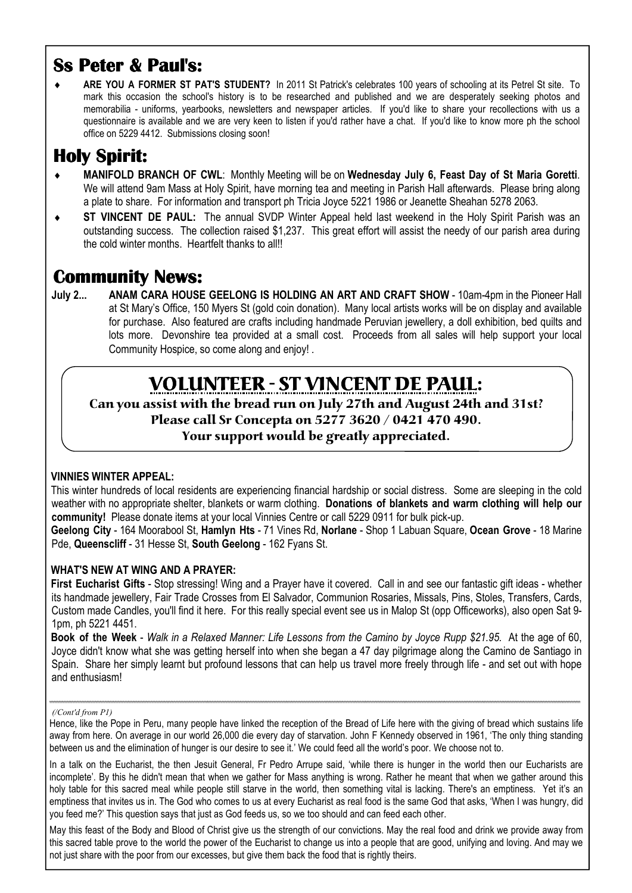## Ss Peter & Paul's:

- **ARE YOU A FORMER ST PAT'S STUDENT?** In 2011 St Patrick's celebrates 100 years of schooling at its Petrel St site. To mark this occasion the school's history is to be researched and published and we are desperately seeking photos and memorabilia - uniforms, yearbooks, newsletters and newspaper articles. If you'd like to share your recollections with us a questionnaire is available and we are very keen to listen if you'd rather have a chat. If you'd like to know more ph the school office on 5229 4412. Submissions closing soon!

## Holy Spirit:

- **MANIFOLD BRANCH OF CWL**: Monthly Meeting will be on **Wednesday July 6, Feast Day of St Maria Goretti**. We will attend 9am Mass at Holy Spirit, have morning tea and meeting in Parish Hall afterwards. Please bring along a plate to share. For information and transport ph Tricia Joyce 5221 1986 or Jeanette Sheahan 5278 2063.
- **ST VINCENT DE PAUL:** The annual SVDP Winter Appeal held last weekend in the Holy Spirit Parish was an outstanding success. The collection raised $1,237. This great effort will assist the needy of our parish area during the cold winter months. Heartfelt thanks to all!!

## Community News:

**July 2...** **ANAM CARA HOUSE GEELONG IS HOLDING AN ART AND CRAFT SHOW** - 10am-4pm in the Pioneer Hall at St Mary's Office, 150 Myers St (gold coin donation). Many local artists works will be on display and available for purchase. Also featured are crafts including handmade Peruvian jewellery, a doll exhibition, bed quilts and lots more. Devonshire tea provided at a small cost. Proceeds from all sales will help support your local Community Hospice, so come along and enjoy! .

## VOLUNTEER - ST VINCENT DE PAUL:

Can you assist with the bread run on July 27th and August 24th and 31st?
Please call Sr Concepta on 5277 3620 / 0421 470 490.
Your support would be greatly appreciated.

**VINNIES WINTER APPEAL:**

This winter hundreds of local residents are experiencing financial hardship or social distress. Some are sleeping in the cold weather with no appropriate shelter, blankets or warm clothing. **Donations of blankets and warm clothing will help our community!** Please donate items at your local Vinnies Centre or call 5229 0911 for bulk pick-up.

**Geelong City** - 164 Moorabool St, **Hamlyn Hts** - 71 Vines Rd, **Norlane** - Shop 1 Labuan Square, **Ocean Grove** - 18 Marine Pde, **Queenscliff** - 31 Hesse St, **South Geelong** - 162 Fyans St.

**WHAT'S NEW AT WING AND A PRAYER:**

**First Eucharist Gifts** - Stop stressing! Wing and a Prayer have it covered. Call in and see our fantastic gift ideas - whether its handmade jewellery, Fair Trade Crosses from El Salvador, Communion Rosaries, Missals, Pins, Stoles, Transfers, Cards, Custom made Candles, you'll find it here. For this really special event see us in Malop St (opp Officeworks), also open Sat 9-1pm, ph 5221 4451.

**Book of the Week** - *Walk in a Relaxed Manner: Life Lessons from the Camino by Joyce Rupp $21.95.* At the age of 60, Joyce didn't know what she was getting herself into when she began a 47 day pilgrimage along the Camino de Santiago in Spain. Share her simply learnt but profound lessons that can help us travel more freely through life - and set out with hope and enthusiasm!

---

*(/Cont'd from P1)*

Hence, like the Pope in Peru, many people have linked the reception of the Bread of Life here with the giving of bread which sustains life away from here. On average in our world 26,000 die every day of starvation. John F Kennedy observed in 1961, 'The only thing standing between us and the elimination of hunger is our desire to see it.' We could feed all the world's poor. We choose not to.

In a talk on the Eucharist, the then Jesuit General, Fr Pedro Arrupe said, 'while there is hunger in the world then our Eucharists are incomplete'. By this he didn't mean that when we gather for Mass anything is wrong. Rather he meant that when we gather around this holy table for this sacred meal while people still starve in the world, then something vital is lacking. There's an emptiness. Yet it's an emptiness that invites us in. The God who comes to us at every Eucharist as real food is the same God that asks, 'When I was hungry, did you feed me?' This question says that just as God feeds us, so we too should and can feed each other.

May this feast of the Body and Blood of Christ give us the strength of our convictions. May the real food and drink we provide away from this sacred table prove to the world the power of the Eucharist to change us into a people that are good, unifying and loving. And may we not just share with the poor from our excesses, but give them back the food that is rightly theirs.